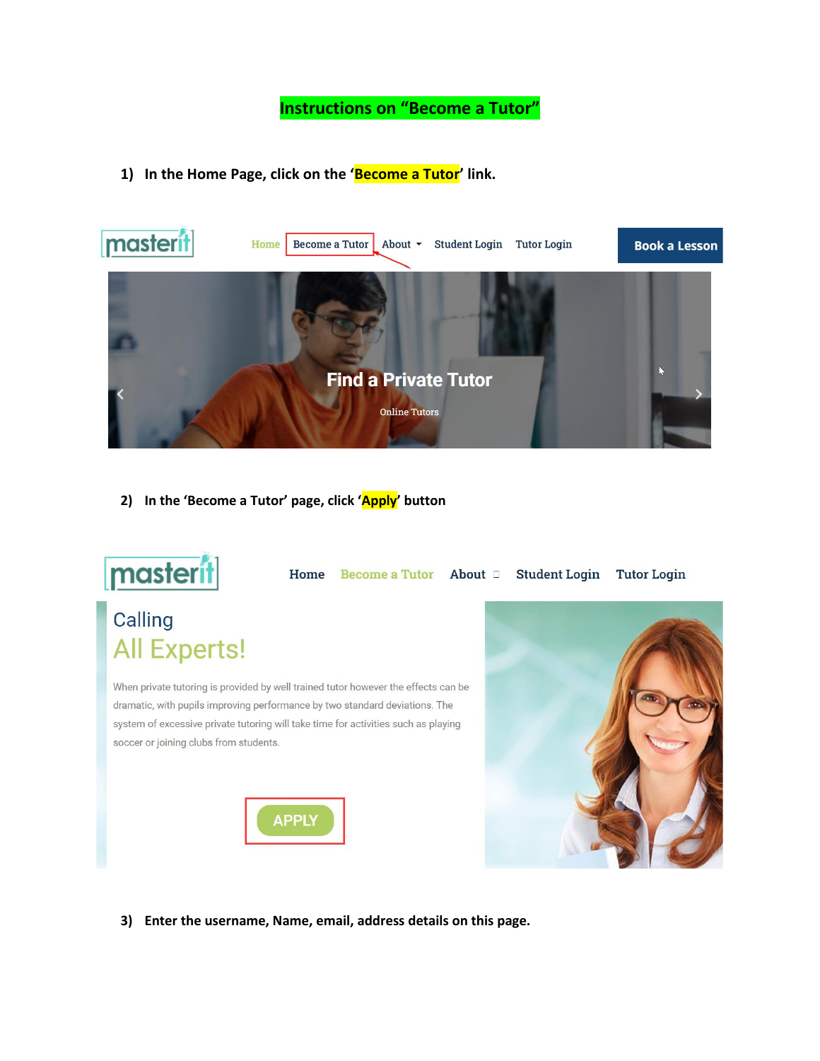# Instructions on "Become a Tutor"

1) **In the Home Page, click on the 'Become a Tutor' link.**

2) **In the 'Become a Tutor' page, click 'Apply' button**

3) **Enter the username, Name, email, address details on this page.**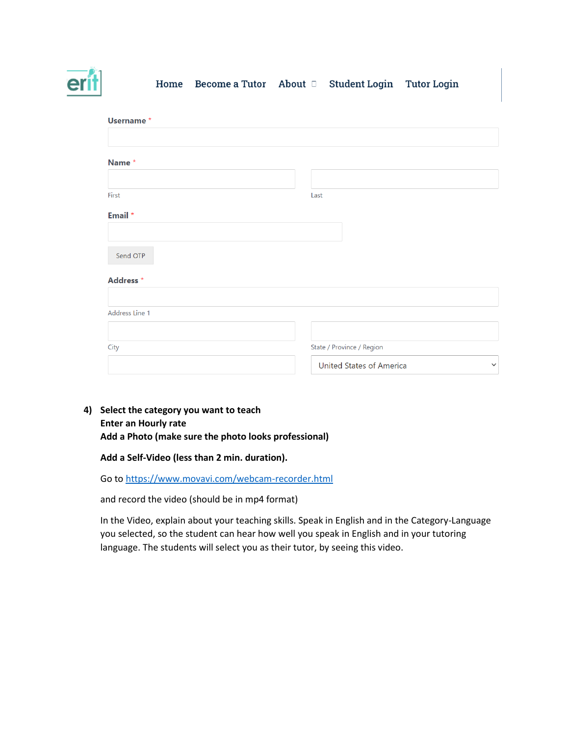erit Home Become a Tutor About Student Login Tutor Login

**Username** *

**Name** *

First

Last

**Email** *

Send OTP

**Address** *

Address Line 1

City

State / Province / Region

United States of America

4) **Select the category you want to teach**
   **Enter an Hourly rate**
   **Add a Photo (make sure the photo looks professional)**

   **Add a Self-Video (less than 2 min. duration).**

   Go to https://www.movavi.com/webcam-recorder.html

   and record the video (should be in mp4 format)

   In the Video, explain about your teaching skills. Speak in English and in the Category-Language you selected, so the student can hear how well you speak in English and in your tutoring language. The students will select you as their tutor, by seeing this video.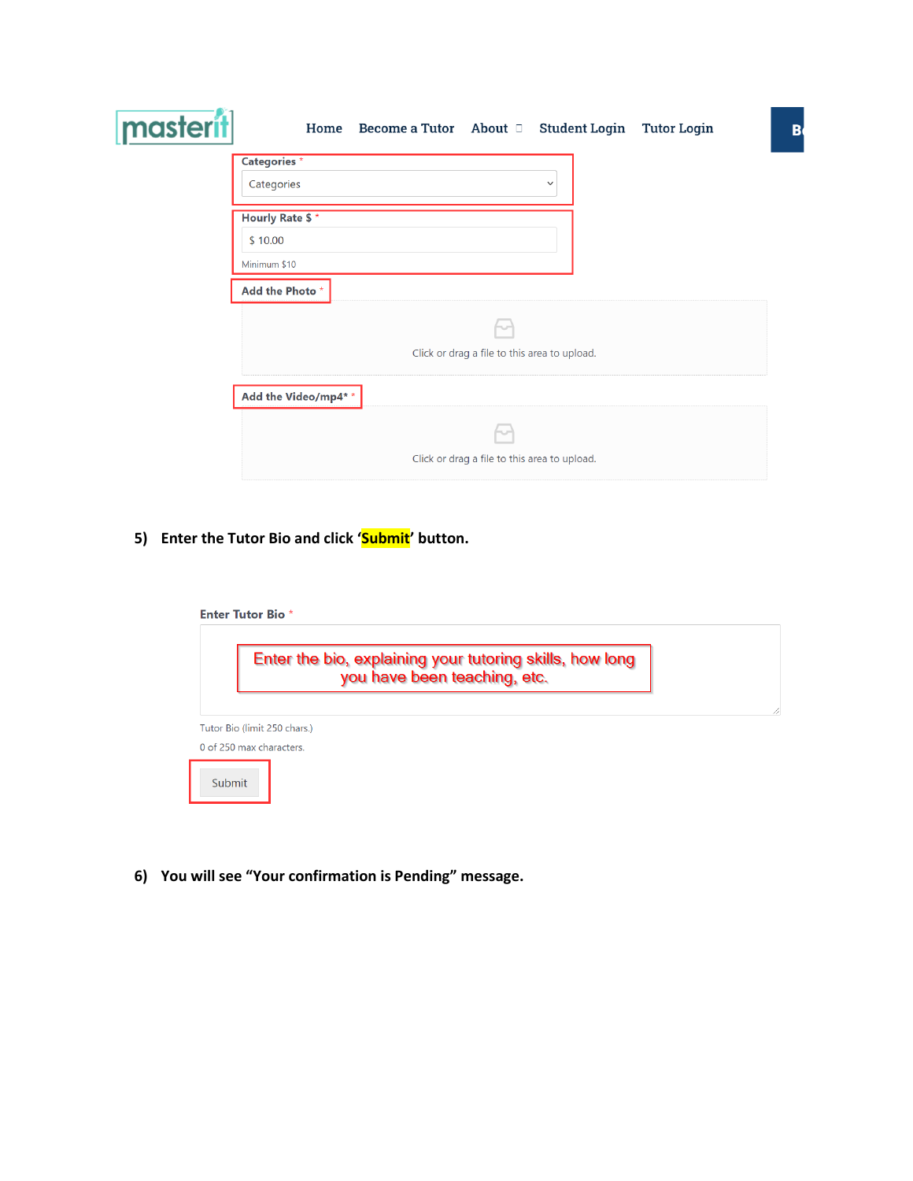masterit

Home    Become a Tutor    About    Student Login    Tutor Login

Categories *

Categories

Hourly Rate $ *

$ 10.00

Minimum $10

Add the Photo *

Click or drag a file to this area to upload.

Add the Video/mp4* *

Click or drag a file to this area to upload.

**5) Enter the Tutor Bio and click 'Submit' button.**

Enter Tutor Bio *

Enter the bio, explaining your tutoring skills, how long you have been teaching, etc.

Tutor Bio (limit 250 chars.)

0 of 250 max characters.

Submit

**6) You will see "Your confirmation is Pending" message.**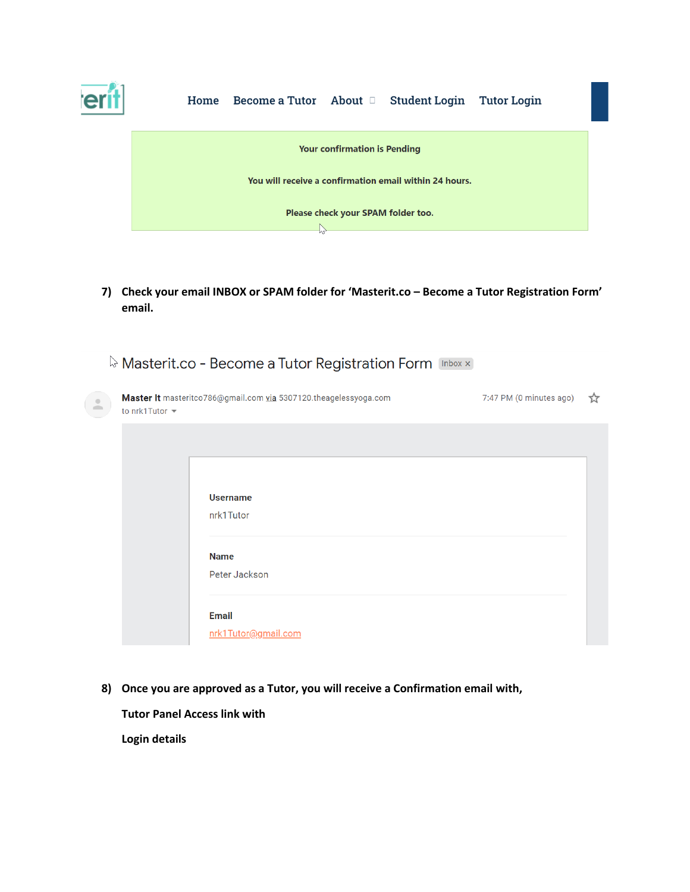Home   Become a Tutor   About   Student Login   Tutor Login

**Your confirmation is Pending**

**You will receive a confirmation email within 24 hours.**

**Please check your SPAM folder too.**

7) **Check your email INBOX or SPAM folder for 'Masterit.co – Become a Tutor Registration Form' email.**

Masterit.co - Become a Tutor Registration Form   Inbox ×

**Master It** masteritco786@gmail.com via 5307120.theagelessyoga.com   7:47 PM (0 minutes ago)

to nrk1Tutor

**Username**

nrk1Tutor

**Name**

Peter Jackson

**Email**

nrk1Tutor@gmail.com

8) **Once you are approved as a Tutor, you will receive a Confirmation email with,**

   **Tutor Panel Access link with**

   **Login details**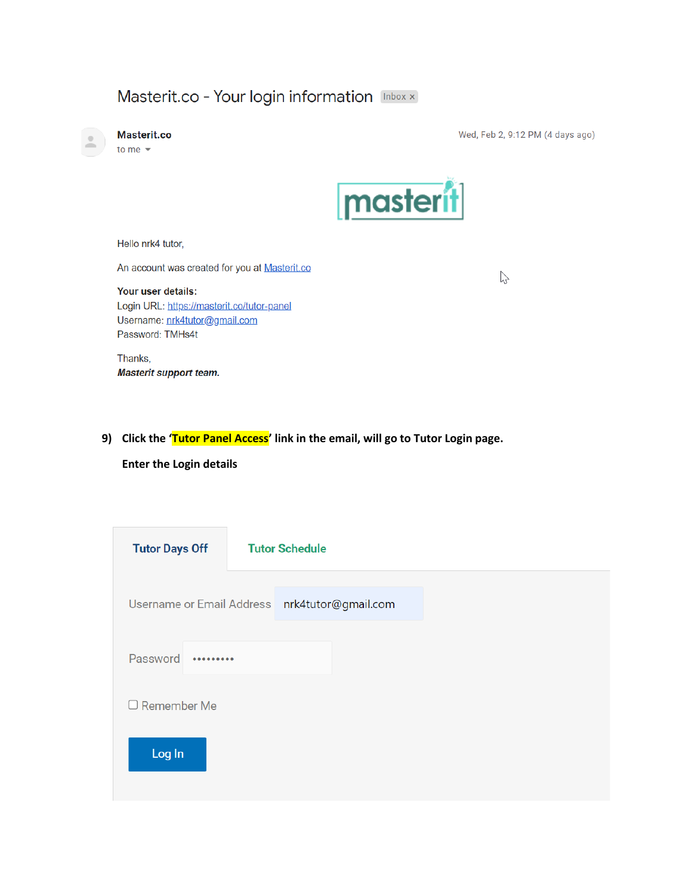Masterit.co - Your login information Inbox ×

**Masterit.co**
to me

Wed, Feb 2, 9:12 PM (4 days ago)

masterit

Hello nrk4 tutor,

An account was created for you at Masterit.co

**Your user details:**
Login URL: https://masterit.co/tutor-panel
Username: nrk4tutor@gmail.com
Password: TMHs4t

Thanks,
***Masterit support team.***

**9) Click the 'Tutor Panel Access' link in the email, will go to Tutor Login page.**

**Enter the Login details**

Tutor Days Off | Tutor Schedule

Username or Email Address: nrk4tutor@gmail.com

Password: •••••••••

Remember Me

Log In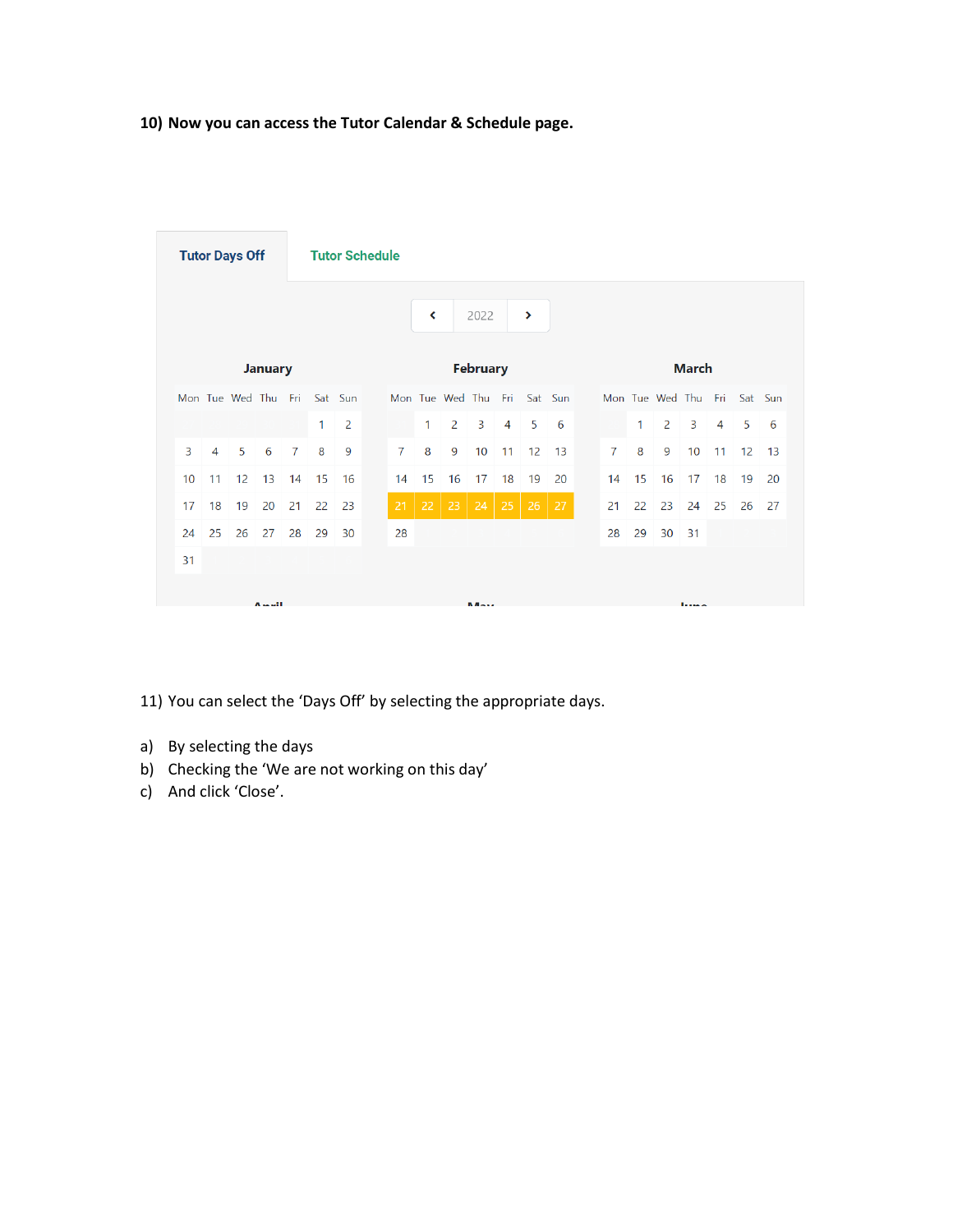**10) Now you can access the Tutor Calendar & Schedule page.**

Tutor Days Off | Tutor Schedule

‹ 2022 ›

**January**

| Mon | Tue | Wed | Thu | Fri | Sat | Sun |
|---|---|---|---|---|---|---|
| | | | | | 1 | 2 |
| 3 | 4 | 5 | 6 | 7 | 8 | 9 |
| 10 | 11 | 12 | 13 | 14 | 15 | 16 |
| 17 | 18 | 19 | 20 | 21 | 22 | 23 |
| 24 | 25 | 26 | 27 | 28 | 29 | 30 |
| 31 | | | | | | |

**February**

| Mon | Tue | Wed | Thu | Fri | Sat | Sun |
|---|---|---|---|---|---|---|
| | 1 | 2 | 3 | 4 | 5 | 6 |
| 7 | 8 | 9 | 10 | 11 | 12 | 13 |
| 14 | 15 | 16 | 17 | 18 | 19 | 20 |
| 21 | 22 | 23 | 24 | 25 | 26 | 27 |
| 28 | | | | | | |

**March**

| Mon | Tue | Wed | Thu | Fri | Sat | Sun |
|---|---|---|---|---|---|---|
| | 1 | 2 | 3 | 4 | 5 | 6 |
| 7 | 8 | 9 | 10 | 11 | 12 | 13 |
| 14 | 15 | 16 | 17 | 18 | 19 | 20 |
| 21 | 22 | 23 | 24 | 25 | 26 | 27 |
| 28 | 29 | 30 | 31 | | | |

April | May | June

11) You can select the 'Days Off' by selecting the appropriate days.

a) By selecting the days
b) Checking the 'We are not working on this day'
c) And click 'Close'.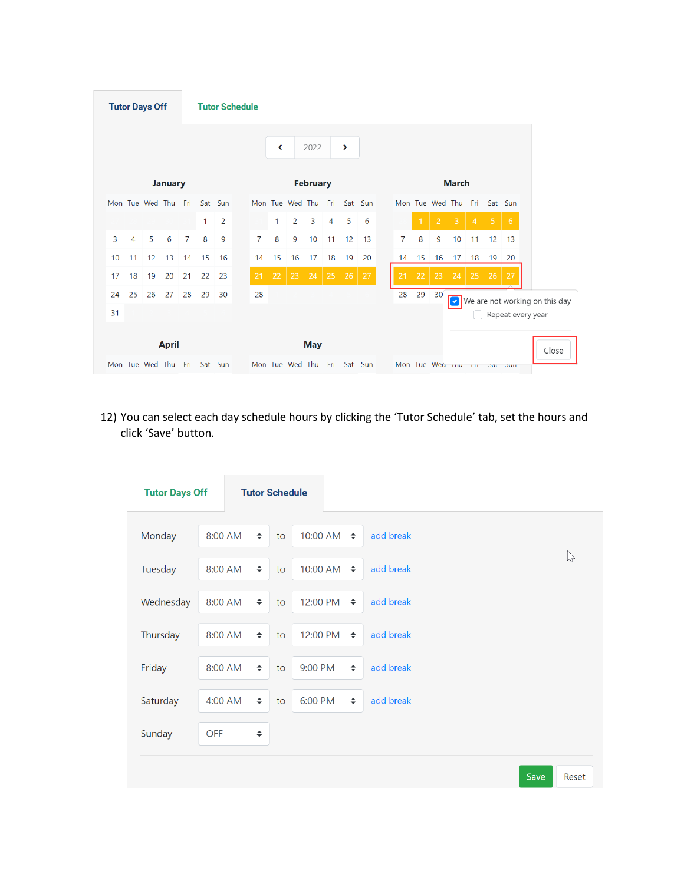12) You can select each day schedule hours by clicking the ‘Tutor Schedule’ tab, set the hours and click ‘Save’ button.